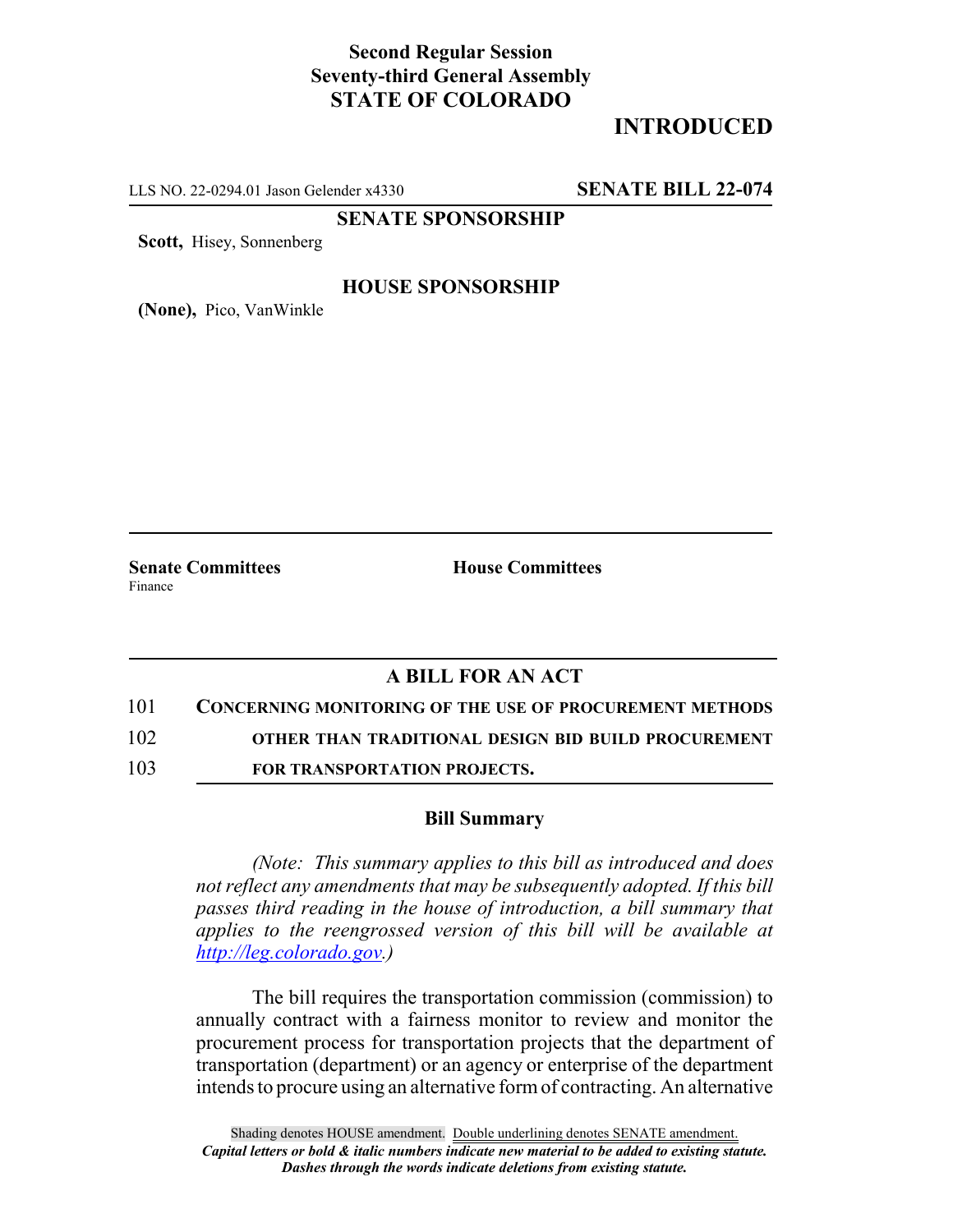**Second Regular Session**
**Seventy-third General Assembly**
**STATE OF COLORADO**

# INTRODUCED

LLS NO. 22-0294.01 Jason Gelender x4330 **SENATE BILL 22-074**

**SENATE SPONSORSHIP**

**Scott,** Hisey, Sonnenberg

**HOUSE SPONSORSHIP**

**(None),** Pico, VanWinkle

**Senate Committees**
Finance

**House Committees**

## A BILL FOR AN ACT

101 **CONCERNING MONITORING OF THE USE OF PROCUREMENT METHODS**
102 **OTHER THAN TRADITIONAL DESIGN BID BUILD PROCUREMENT**
103 **FOR TRANSPORTATION PROJECTS.**

### Bill Summary

*(Note: This summary applies to this bill as introduced and does not reflect any amendments that may be subsequently adopted. If this bill passes third reading in the house of introduction, a bill summary that applies to the reengrossed version of this bill will be available at http://leg.colorado.gov.)*

The bill requires the transportation commission (commission) to annually contract with a fairness monitor to review and monitor the procurement process for transportation projects that the department of transportation (department) or an agency or enterprise of the department intends to procure using an alternative form of contracting. An alternative

Shading denotes HOUSE amendment. Double underlining denotes SENATE amendment.
*Capital letters or bold & italic numbers indicate new material to be added to existing statute.*
*Dashes through the words indicate deletions from existing statute.*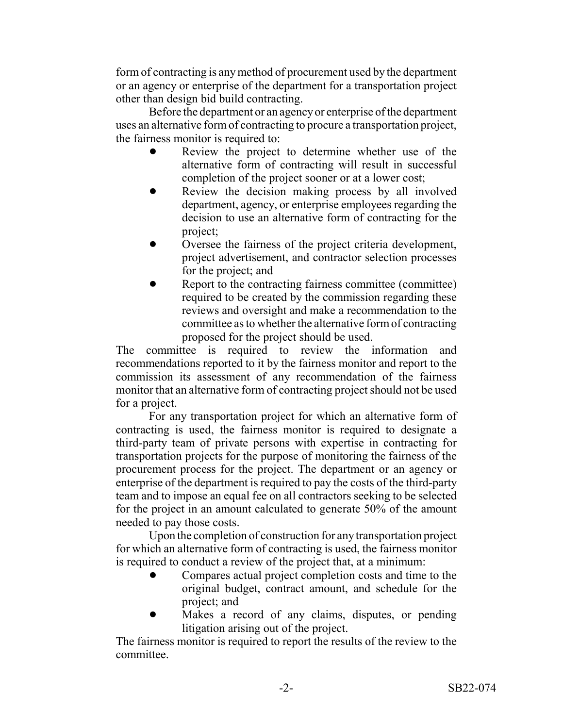form of contracting is any method of procurement used by the department or an agency or enterprise of the department for a transportation project other than design bid build contracting.

Before the department or an agency or enterprise of the department uses an alternative form of contracting to procure a transportation project, the fairness monitor is required to:

- Review the project to determine whether use of the alternative form of contracting will result in successful completion of the project sooner or at a lower cost;
- Review the decision making process by all involved department, agency, or enterprise employees regarding the decision to use an alternative form of contracting for the project;
- Oversee the fairness of the project criteria development, project advertisement, and contractor selection processes for the project; and
- Report to the contracting fairness committee (committee) required to be created by the commission regarding these reviews and oversight and make a recommendation to the committee as to whether the alternative form of contracting proposed for the project should be used.

The committee is required to review the information and recommendations reported to it by the fairness monitor and report to the commission its assessment of any recommendation of the fairness monitor that an alternative form of contracting project should not be used for a project.

For any transportation project for which an alternative form of contracting is used, the fairness monitor is required to designate a third-party team of private persons with expertise in contracting for transportation projects for the purpose of monitoring the fairness of the procurement process for the project. The department or an agency or enterprise of the department is required to pay the costs of the third-party team and to impose an equal fee on all contractors seeking to be selected for the project in an amount calculated to generate 50% of the amount needed to pay those costs.

Upon the completion of construction for any transportation project for which an alternative form of contracting is used, the fairness monitor is required to conduct a review of the project that, at a minimum:

- Compares actual project completion costs and time to the original budget, contract amount, and schedule for the project; and
- Makes a record of any claims, disputes, or pending litigation arising out of the project.

The fairness monitor is required to report the results of the review to the committee.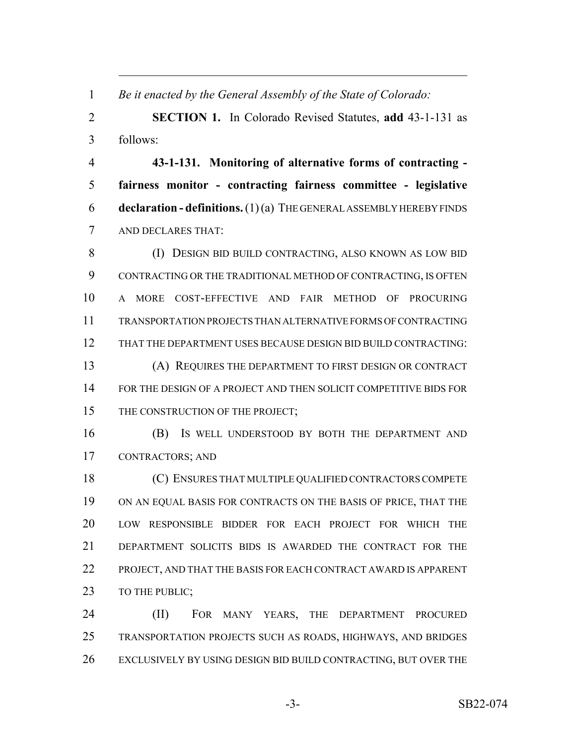*Be it enacted by the General Assembly of the State of Colorado:*

**SECTION 1.** In Colorado Revised Statutes, **add** 43-1-131 as follows:

**43-1-131. Monitoring of alternative forms of contracting - fairness monitor - contracting fairness committee - legislative declaration - definitions.** (1) (a) THE GENERAL ASSEMBLY HEREBY FINDS AND DECLARES THAT:

(I) DESIGN BID BUILD CONTRACTING, ALSO KNOWN AS LOW BID CONTRACTING OR THE TRADITIONAL METHOD OF CONTRACTING, IS OFTEN A MORE COST-EFFECTIVE AND FAIR METHOD OF PROCURING TRANSPORTATION PROJECTS THAN ALTERNATIVE FORMS OF CONTRACTING THAT THE DEPARTMENT USES BECAUSE DESIGN BID BUILD CONTRACTING:

(A) REQUIRES THE DEPARTMENT TO FIRST DESIGN OR CONTRACT FOR THE DESIGN OF A PROJECT AND THEN SOLICIT COMPETITIVE BIDS FOR THE CONSTRUCTION OF THE PROJECT;

(B) IS WELL UNDERSTOOD BY BOTH THE DEPARTMENT AND CONTRACTORS; AND

(C) ENSURES THAT MULTIPLE QUALIFIED CONTRACTORS COMPETE ON AN EQUAL BASIS FOR CONTRACTS ON THE BASIS OF PRICE, THAT THE LOW RESPONSIBLE BIDDER FOR EACH PROJECT FOR WHICH THE DEPARTMENT SOLICITS BIDS IS AWARDED THE CONTRACT FOR THE PROJECT, AND THAT THE BASIS FOR EACH CONTRACT AWARD IS APPARENT TO THE PUBLIC;

(II) FOR MANY YEARS, THE DEPARTMENT PROCURED TRANSPORTATION PROJECTS SUCH AS ROADS, HIGHWAYS, AND BRIDGES EXCLUSIVELY BY USING DESIGN BID BUILD CONTRACTING, BUT OVER THE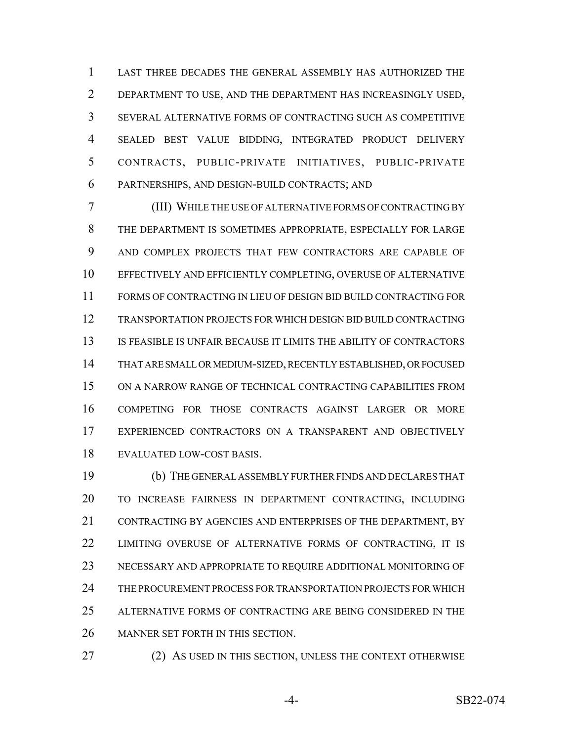LAST THREE DECADES THE GENERAL ASSEMBLY HAS AUTHORIZED THE DEPARTMENT TO USE, AND THE DEPARTMENT HAS INCREASINGLY USED, SEVERAL ALTERNATIVE FORMS OF CONTRACTING SUCH AS COMPETITIVE SEALED BEST VALUE BIDDING, INTEGRATED PRODUCT DELIVERY CONTRACTS, PUBLIC-PRIVATE INITIATIVES, PUBLIC-PRIVATE PARTNERSHIPS, AND DESIGN-BUILD CONTRACTS; AND

(III) WHILE THE USE OF ALTERNATIVE FORMS OF CONTRACTING BY THE DEPARTMENT IS SOMETIMES APPROPRIATE, ESPECIALLY FOR LARGE AND COMPLEX PROJECTS THAT FEW CONTRACTORS ARE CAPABLE OF EFFECTIVELY AND EFFICIENTLY COMPLETING, OVERUSE OF ALTERNATIVE FORMS OF CONTRACTING IN LIEU OF DESIGN BID BUILD CONTRACTING FOR TRANSPORTATION PROJECTS FOR WHICH DESIGN BID BUILD CONTRACTING IS FEASIBLE IS UNFAIR BECAUSE IT LIMITS THE ABILITY OF CONTRACTORS THAT ARE SMALL OR MEDIUM-SIZED, RECENTLY ESTABLISHED, OR FOCUSED ON A NARROW RANGE OF TECHNICAL CONTRACTING CAPABILITIES FROM COMPETING FOR THOSE CONTRACTS AGAINST LARGER OR MORE EXPERIENCED CONTRACTORS ON A TRANSPARENT AND OBJECTIVELY EVALUATED LOW-COST BASIS.

(b) THE GENERAL ASSEMBLY FURTHER FINDS AND DECLARES THAT TO INCREASE FAIRNESS IN DEPARTMENT CONTRACTING, INCLUDING CONTRACTING BY AGENCIES AND ENTERPRISES OF THE DEPARTMENT, BY LIMITING OVERUSE OF ALTERNATIVE FORMS OF CONTRACTING, IT IS NECESSARY AND APPROPRIATE TO REQUIRE ADDITIONAL MONITORING OF THE PROCUREMENT PROCESS FOR TRANSPORTATION PROJECTS FOR WHICH ALTERNATIVE FORMS OF CONTRACTING ARE BEING CONSIDERED IN THE MANNER SET FORTH IN THIS SECTION.

(2) AS USED IN THIS SECTION, UNLESS THE CONTEXT OTHERWISE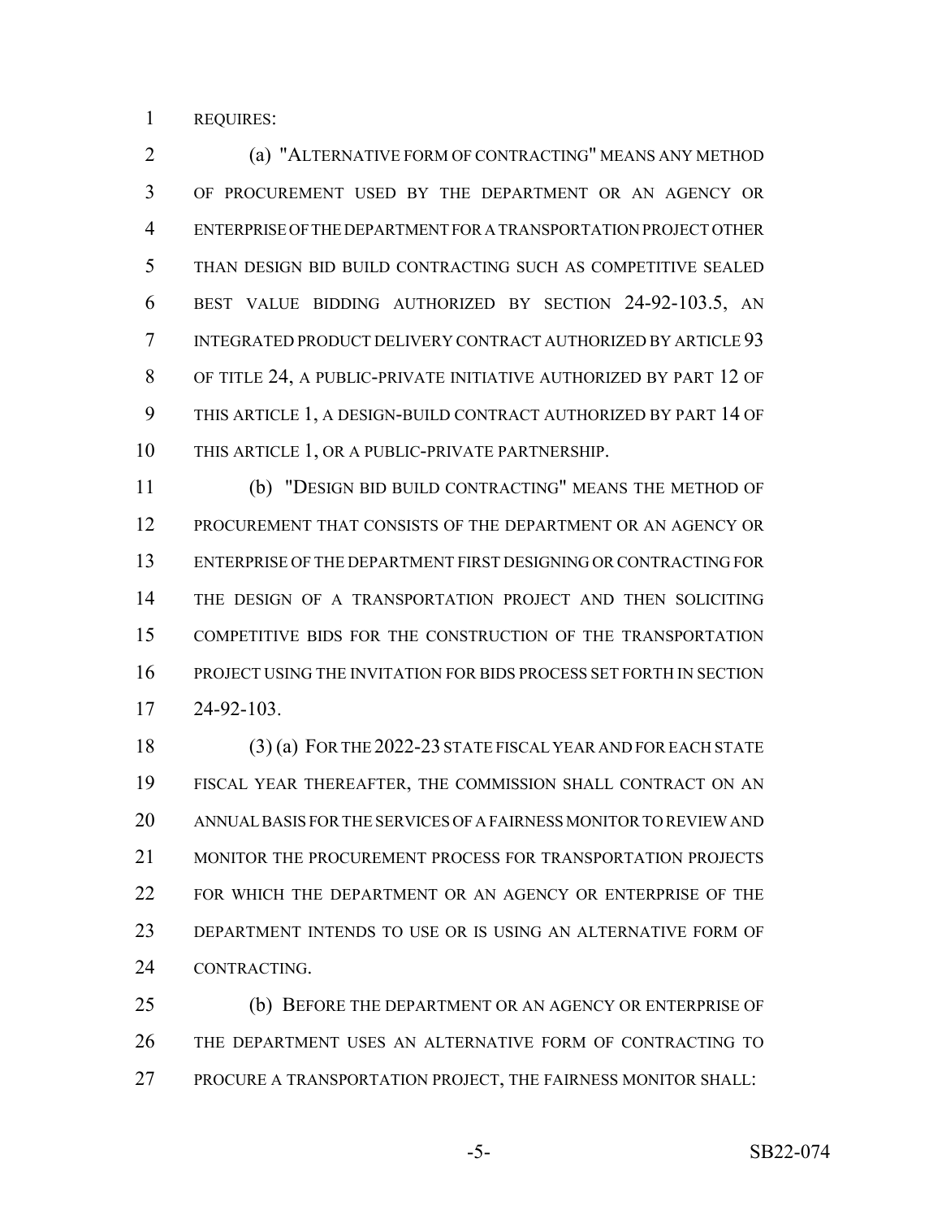REQUIRES:

(a) "ALTERNATIVE FORM OF CONTRACTING" MEANS ANY METHOD OF PROCUREMENT USED BY THE DEPARTMENT OR AN AGENCY OR ENTERPRISE OF THE DEPARTMENT FOR A TRANSPORTATION PROJECT OTHER THAN DESIGN BID BUILD CONTRACTING SUCH AS COMPETITIVE SEALED BEST VALUE BIDDING AUTHORIZED BY SECTION 24-92-103.5, AN INTEGRATED PRODUCT DELIVERY CONTRACT AUTHORIZED BY ARTICLE 93 OF TITLE 24, A PUBLIC-PRIVATE INITIATIVE AUTHORIZED BY PART 12 OF THIS ARTICLE 1, A DESIGN-BUILD CONTRACT AUTHORIZED BY PART 14 OF THIS ARTICLE 1, OR A PUBLIC-PRIVATE PARTNERSHIP.

(b) "DESIGN BID BUILD CONTRACTING" MEANS THE METHOD OF PROCUREMENT THAT CONSISTS OF THE DEPARTMENT OR AN AGENCY OR ENTERPRISE OF THE DEPARTMENT FIRST DESIGNING OR CONTRACTING FOR THE DESIGN OF A TRANSPORTATION PROJECT AND THEN SOLICITING COMPETITIVE BIDS FOR THE CONSTRUCTION OF THE TRANSPORTATION PROJECT USING THE INVITATION FOR BIDS PROCESS SET FORTH IN SECTION 24-92-103.

(3) (a) FOR THE 2022-23 STATE FISCAL YEAR AND FOR EACH STATE FISCAL YEAR THEREAFTER, THE COMMISSION SHALL CONTRACT ON AN ANNUAL BASIS FOR THE SERVICES OF A FAIRNESS MONITOR TO REVIEW AND MONITOR THE PROCUREMENT PROCESS FOR TRANSPORTATION PROJECTS FOR WHICH THE DEPARTMENT OR AN AGENCY OR ENTERPRISE OF THE DEPARTMENT INTENDS TO USE OR IS USING AN ALTERNATIVE FORM OF CONTRACTING.

(b) BEFORE THE DEPARTMENT OR AN AGENCY OR ENTERPRISE OF THE DEPARTMENT USES AN ALTERNATIVE FORM OF CONTRACTING TO PROCURE A TRANSPORTATION PROJECT, THE FAIRNESS MONITOR SHALL: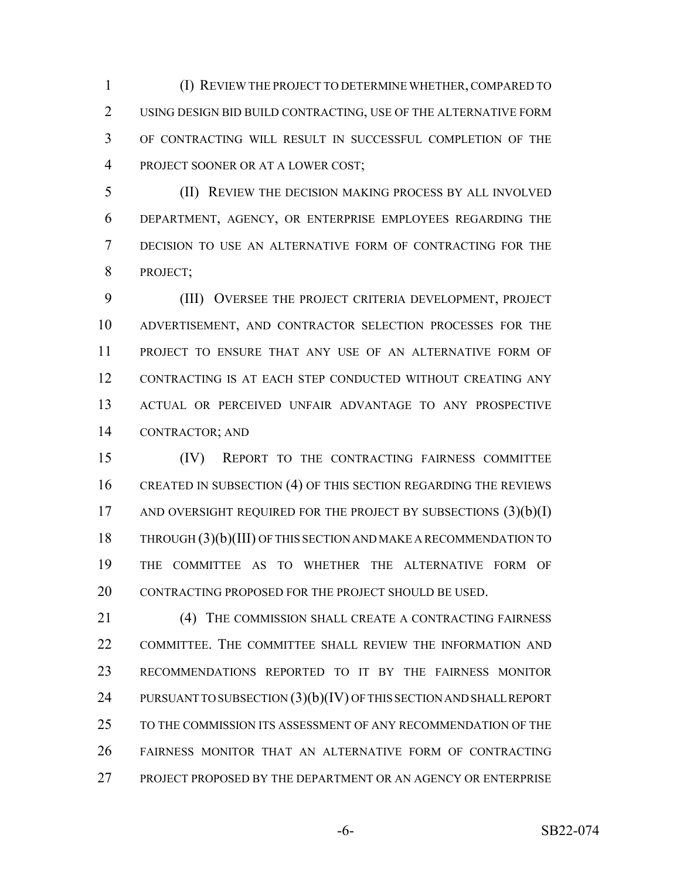(I) REVIEW THE PROJECT TO DETERMINE WHETHER, COMPARED TO USING DESIGN BID BUILD CONTRACTING, USE OF THE ALTERNATIVE FORM OF CONTRACTING WILL RESULT IN SUCCESSFUL COMPLETION OF THE PROJECT SOONER OR AT A LOWER COST;

(II) REVIEW THE DECISION MAKING PROCESS BY ALL INVOLVED DEPARTMENT, AGENCY, OR ENTERPRISE EMPLOYEES REGARDING THE DECISION TO USE AN ALTERNATIVE FORM OF CONTRACTING FOR THE PROJECT;

(III) OVERSEE THE PROJECT CRITERIA DEVELOPMENT, PROJECT ADVERTISEMENT, AND CONTRACTOR SELECTION PROCESSES FOR THE PROJECT TO ENSURE THAT ANY USE OF AN ALTERNATIVE FORM OF CONTRACTING IS AT EACH STEP CONDUCTED WITHOUT CREATING ANY ACTUAL OR PERCEIVED UNFAIR ADVANTAGE TO ANY PROSPECTIVE CONTRACTOR; AND

(IV) REPORT TO THE CONTRACTING FAIRNESS COMMITTEE CREATED IN SUBSECTION (4) OF THIS SECTION REGARDING THE REVIEWS AND OVERSIGHT REQUIRED FOR THE PROJECT BY SUBSECTIONS (3)(b)(I) THROUGH (3)(b)(III) OF THIS SECTION AND MAKE A RECOMMENDATION TO THE COMMITTEE AS TO WHETHER THE ALTERNATIVE FORM OF CONTRACTING PROPOSED FOR THE PROJECT SHOULD BE USED.

(4) THE COMMISSION SHALL CREATE A CONTRACTING FAIRNESS COMMITTEE. THE COMMITTEE SHALL REVIEW THE INFORMATION AND RECOMMENDATIONS REPORTED TO IT BY THE FAIRNESS MONITOR PURSUANT TO SUBSECTION (3)(b)(IV) OF THIS SECTION AND SHALL REPORT TO THE COMMISSION ITS ASSESSMENT OF ANY RECOMMENDATION OF THE FAIRNESS MONITOR THAT AN ALTERNATIVE FORM OF CONTRACTING PROJECT PROPOSED BY THE DEPARTMENT OR AN AGENCY OR ENTERPRISE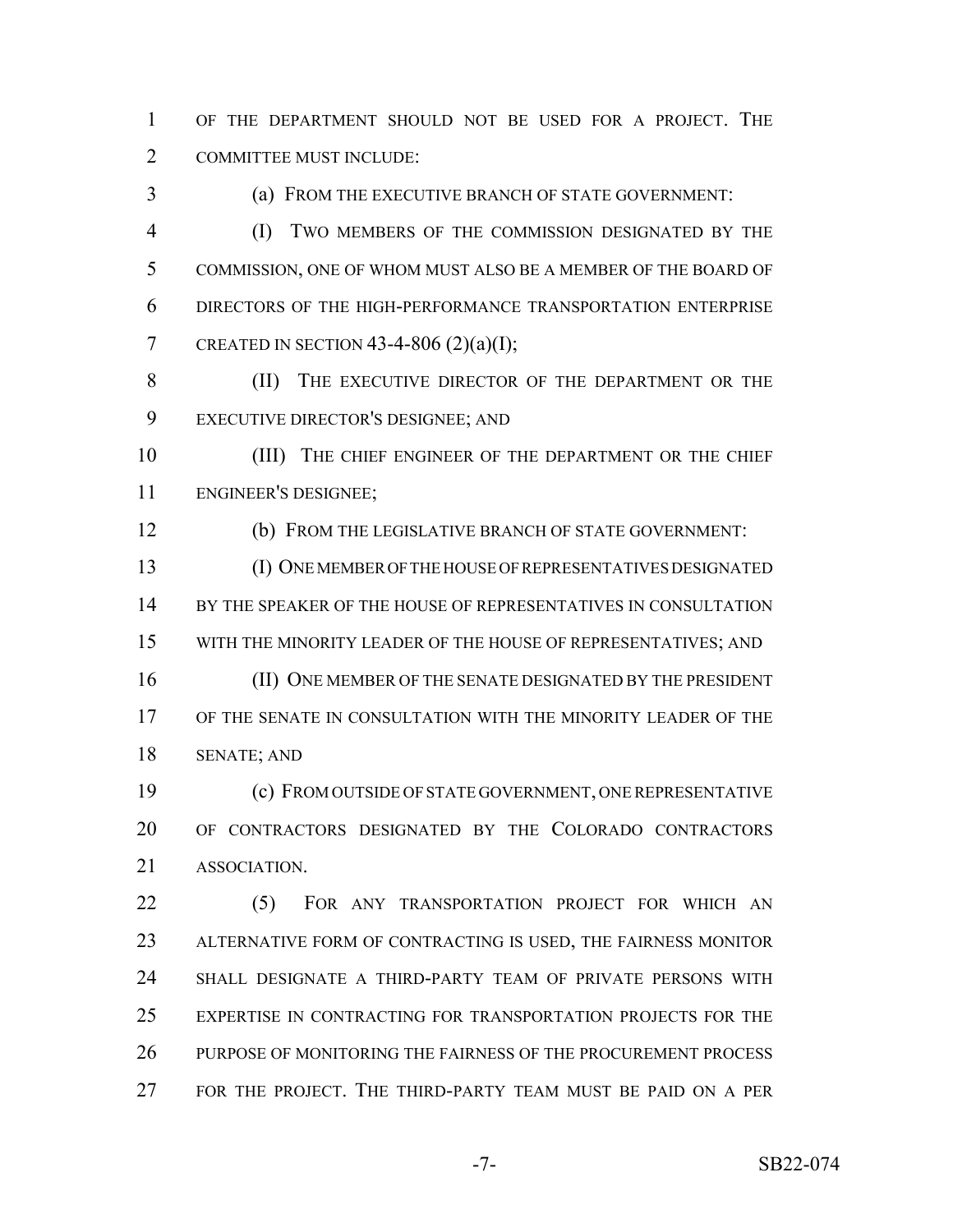OF THE DEPARTMENT SHOULD NOT BE USED FOR A PROJECT. THE COMMITTEE MUST INCLUDE:

(a) FROM THE EXECUTIVE BRANCH OF STATE GOVERNMENT:

(I) TWO MEMBERS OF THE COMMISSION DESIGNATED BY THE COMMISSION, ONE OF WHOM MUST ALSO BE A MEMBER OF THE BOARD OF DIRECTORS OF THE HIGH-PERFORMANCE TRANSPORTATION ENTERPRISE CREATED IN SECTION 43-4-806 (2)(a)(I);

(II) THE EXECUTIVE DIRECTOR OF THE DEPARTMENT OR THE EXECUTIVE DIRECTOR'S DESIGNEE; AND

(III) THE CHIEF ENGINEER OF THE DEPARTMENT OR THE CHIEF ENGINEER'S DESIGNEE;

(b) FROM THE LEGISLATIVE BRANCH OF STATE GOVERNMENT:

(I) ONE MEMBER OF THE HOUSE OF REPRESENTATIVES DESIGNATED BY THE SPEAKER OF THE HOUSE OF REPRESENTATIVES IN CONSULTATION WITH THE MINORITY LEADER OF THE HOUSE OF REPRESENTATIVES; AND

(II) ONE MEMBER OF THE SENATE DESIGNATED BY THE PRESIDENT OF THE SENATE IN CONSULTATION WITH THE MINORITY LEADER OF THE SENATE; AND

(c) FROM OUTSIDE OF STATE GOVERNMENT, ONE REPRESENTATIVE OF CONTRACTORS DESIGNATED BY THE COLORADO CONTRACTORS ASSOCIATION.

(5) FOR ANY TRANSPORTATION PROJECT FOR WHICH AN ALTERNATIVE FORM OF CONTRACTING IS USED, THE FAIRNESS MONITOR SHALL DESIGNATE A THIRD-PARTY TEAM OF PRIVATE PERSONS WITH EXPERTISE IN CONTRACTING FOR TRANSPORTATION PROJECTS FOR THE PURPOSE OF MONITORING THE FAIRNESS OF THE PROCUREMENT PROCESS FOR THE PROJECT. THE THIRD-PARTY TEAM MUST BE PAID ON A PER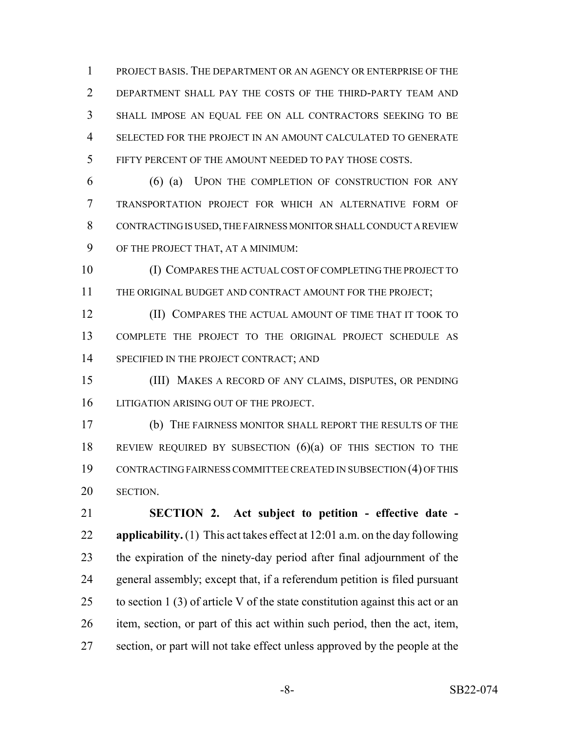PROJECT BASIS. THE DEPARTMENT OR AN AGENCY OR ENTERPRISE OF THE DEPARTMENT SHALL PAY THE COSTS OF THE THIRD-PARTY TEAM AND SHALL IMPOSE AN EQUAL FEE ON ALL CONTRACTORS SEEKING TO BE SELECTED FOR THE PROJECT IN AN AMOUNT CALCULATED TO GENERATE FIFTY PERCENT OF THE AMOUNT NEEDED TO PAY THOSE COSTS.

(6) (a) UPON THE COMPLETION OF CONSTRUCTION FOR ANY TRANSPORTATION PROJECT FOR WHICH AN ALTERNATIVE FORM OF CONTRACTING IS USED, THE FAIRNESS MONITOR SHALL CONDUCT A REVIEW OF THE PROJECT THAT, AT A MINIMUM:

(I) COMPARES THE ACTUAL COST OF COMPLETING THE PROJECT TO THE ORIGINAL BUDGET AND CONTRACT AMOUNT FOR THE PROJECT;

(II) COMPARES THE ACTUAL AMOUNT OF TIME THAT IT TOOK TO COMPLETE THE PROJECT TO THE ORIGINAL PROJECT SCHEDULE AS SPECIFIED IN THE PROJECT CONTRACT; AND

(III) MAKES A RECORD OF ANY CLAIMS, DISPUTES, OR PENDING LITIGATION ARISING OUT OF THE PROJECT.

(b) THE FAIRNESS MONITOR SHALL REPORT THE RESULTS OF THE REVIEW REQUIRED BY SUBSECTION (6)(a) OF THIS SECTION TO THE CONTRACTING FAIRNESS COMMITTEE CREATED IN SUBSECTION (4) OF THIS SECTION.

**SECTION 2. Act subject to petition - effective date - applicability.** (1) This act takes effect at 12:01 a.m. on the day following the expiration of the ninety-day period after final adjournment of the general assembly; except that, if a referendum petition is filed pursuant to section 1 (3) of article V of the state constitution against this act or an item, section, or part of this act within such period, then the act, item, section, or part will not take effect unless approved by the people at the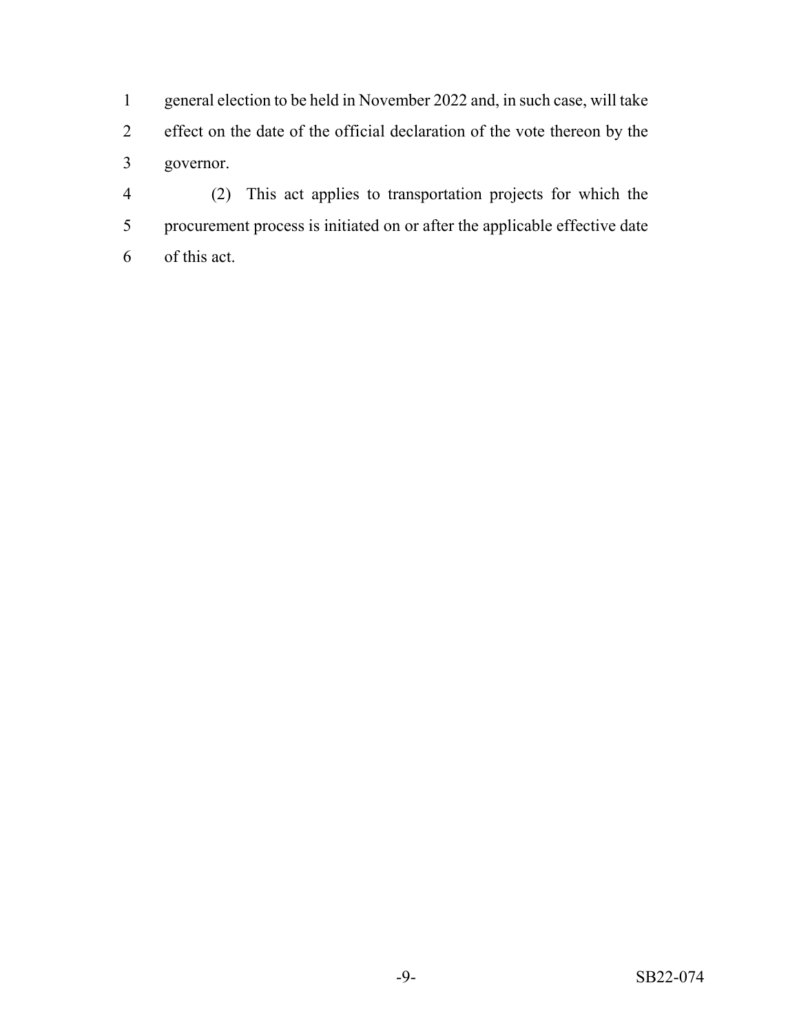general election to be held in November 2022 and, in such case, will take effect on the date of the official declaration of the vote thereon by the governor.

(2) This act applies to transportation projects for which the procurement process is initiated on or after the applicable effective date of this act.